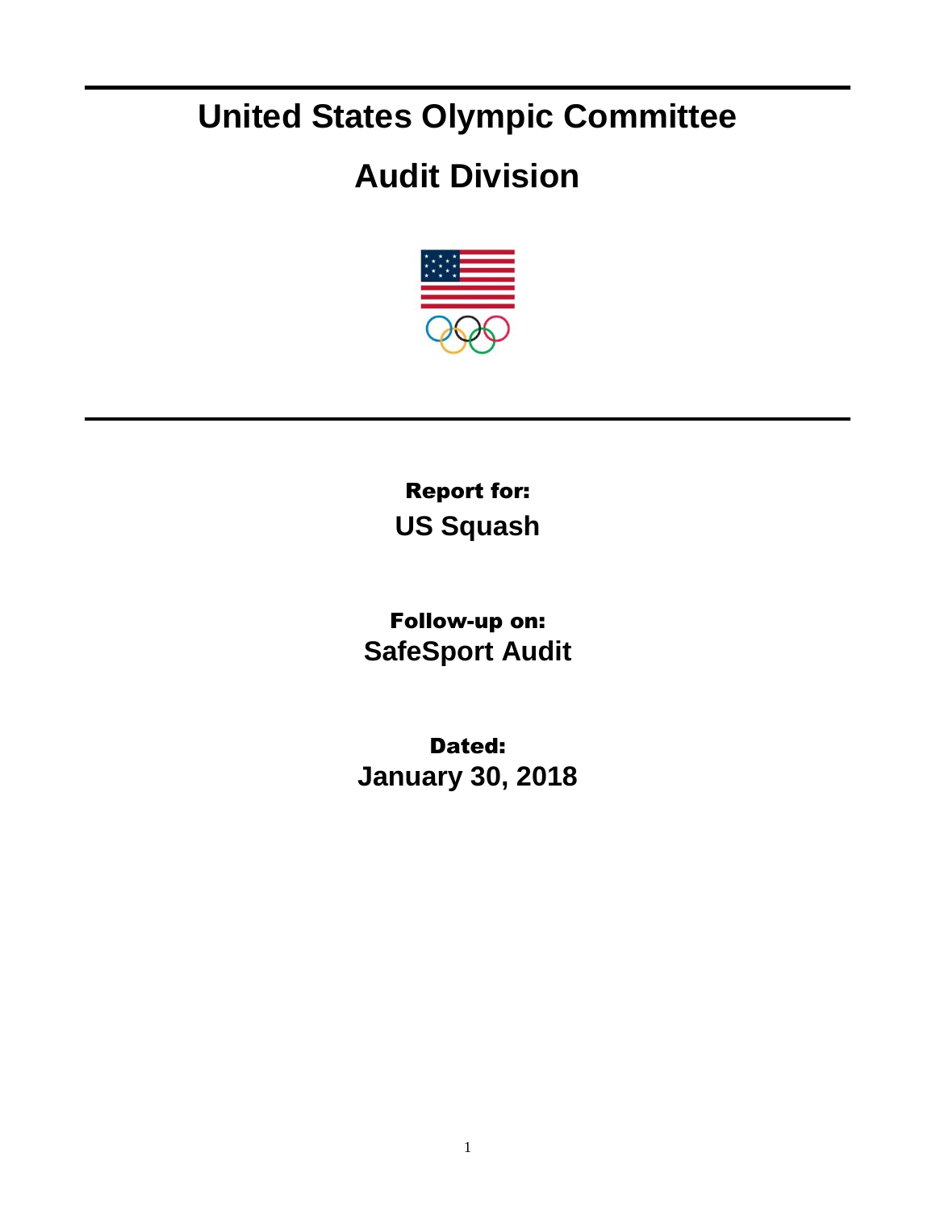# United States Olympic Committee

# Audit Division

**Report for:**

**US Squash**

**Follow-up on:**

**SafeSport Audit**

**Dated:**

**January 30, 2018**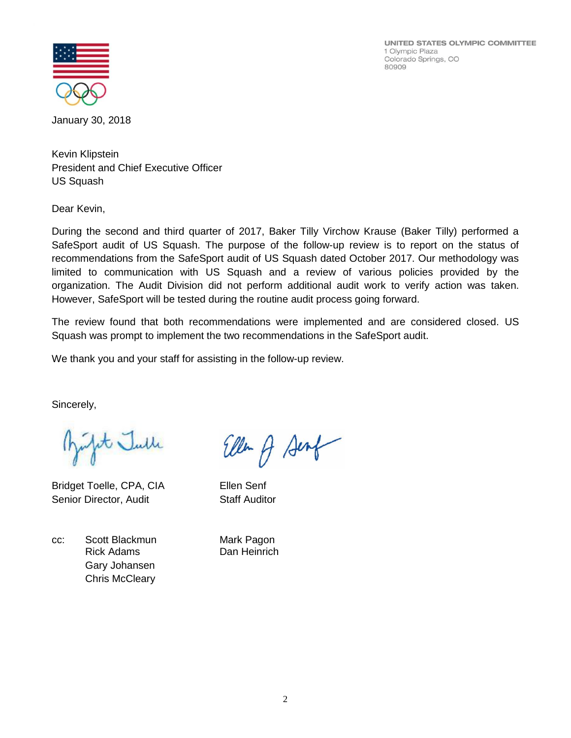UNITED STATES OLYMPIC COMMITTEE
1 Olympic Plaza
Colorado Springs, CO
80909

January 30, 2018

Kevin Klipstein
President and Chief Executive Officer
US Squash

Dear Kevin,

During the second and third quarter of 2017, Baker Tilly Virchow Krause (Baker Tilly) performed a SafeSport audit of US Squash. The purpose of the follow-up review is to report on the status of recommendations from the SafeSport audit of US Squash dated October 2017. Our methodology was limited to communication with US Squash and a review of various policies provided by the organization. The Audit Division did not perform additional audit work to verify action was taken. However, SafeSport will be tested during the routine audit process going forward.

The review found that both recommendations were implemented and are considered closed. US Squash was prompt to implement the two recommendations in the SafeSport audit.

We thank you and your staff for assisting in the follow-up review.

Sincerely,

Bridget Toelle, CPA, CIA
Senior Director, Audit

Ellen Senf
Staff Auditor

cc: Scott Blackmun
Rick Adams
Gary Johansen
Chris McCleary
Mark Pagon
Dan Heinrich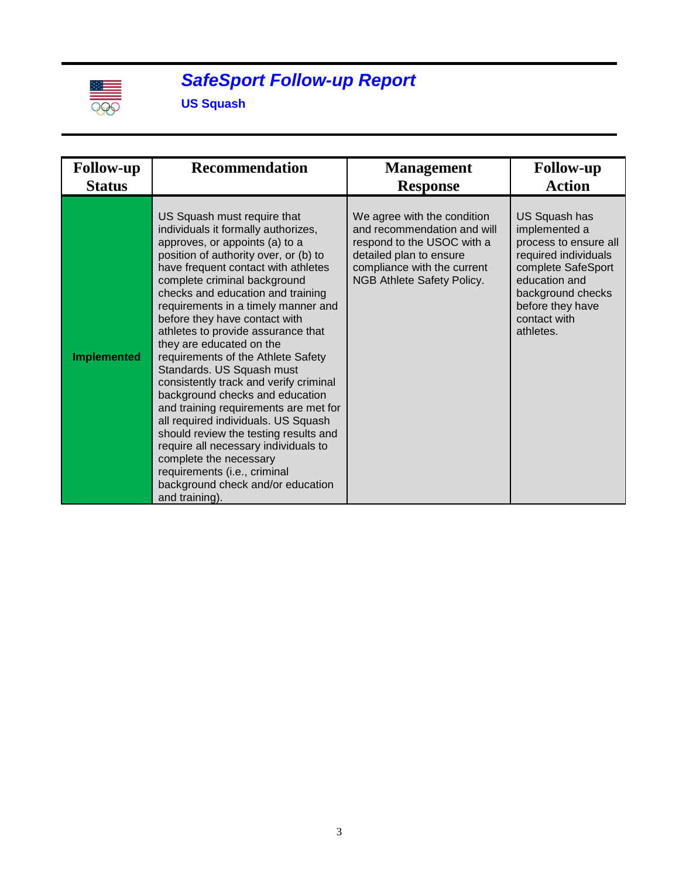# *SafeSport Follow-up Report*

**US Squash**

| Follow-up Status | Recommendation | Management Response | Follow-up Action |
|---|---|---|---|
| **Implemented** | US Squash must require that individuals it formally authorizes, approves, or appoints (a) to a position of authority over, or (b) to have frequent contact with athletes complete criminal background checks and education and training requirements in a timely manner and before they have contact with athletes to provide assurance that they are educated on the requirements of the Athlete Safety Standards. US Squash must consistently track and verify criminal background checks and education and training requirements are met for all required individuals. US Squash should review the testing results and require all necessary individuals to complete the necessary requirements (i.e., criminal background check and/or education and training). | We agree with the condition and recommendation and will respond to the USOC with a detailed plan to ensure compliance with the current NGB Athlete Safety Policy. | US Squash has implemented a process to ensure all required individuals complete SafeSport education and background checks before they have contact with athletes. |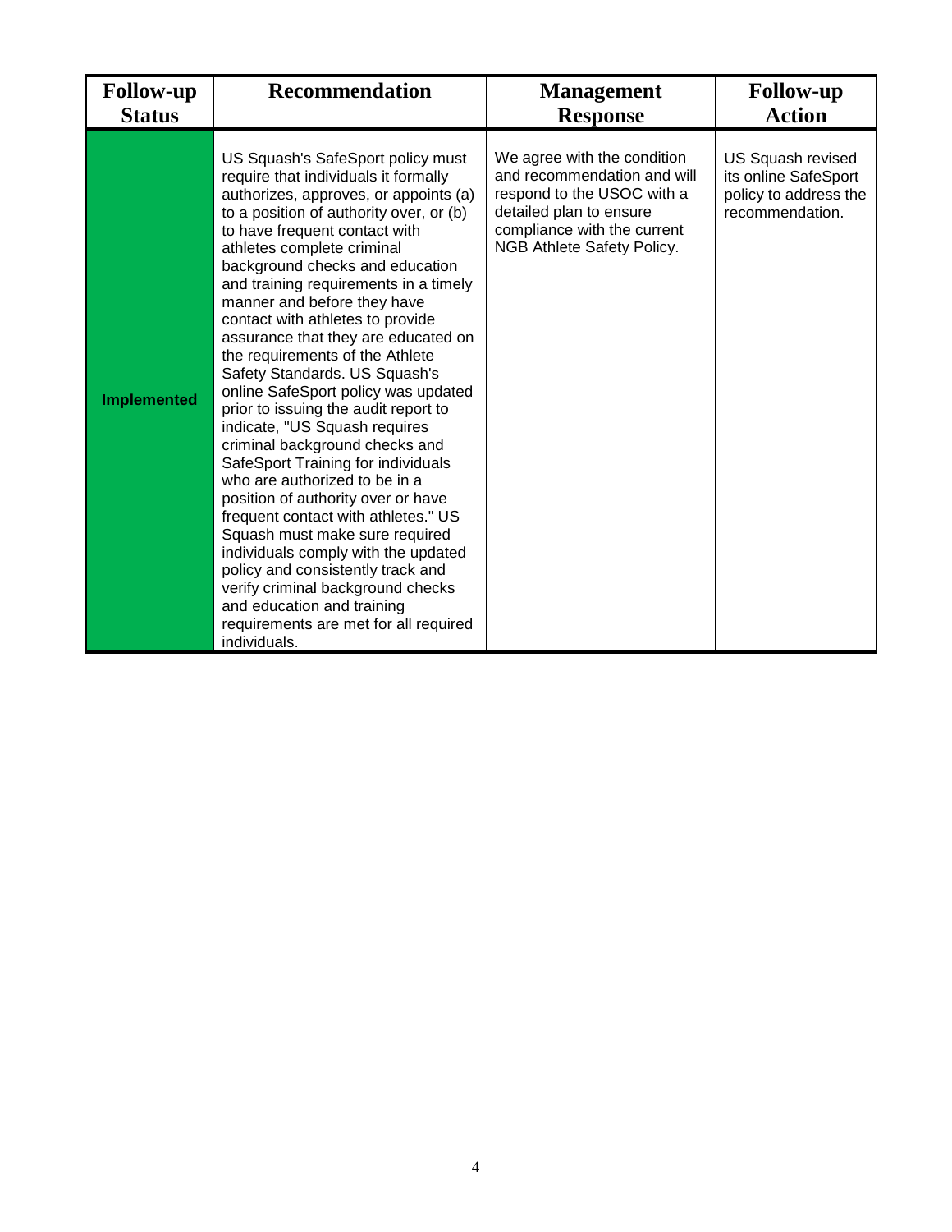| Follow-up Status | Recommendation | Management Response | Follow-up Action |
|---|---|---|---|
| Implemented | US Squash's SafeSport policy must require that individuals it formally authorizes, approves, or appoints (a) to a position of authority over, or (b) to have frequent contact with athletes complete criminal background checks and education and training requirements in a timely manner and before they have contact with athletes to provide assurance that they are educated on the requirements of the Athlete Safety Standards. US Squash's online SafeSport policy was updated prior to issuing the audit report to indicate, "US Squash requires criminal background checks and SafeSport Training for individuals who are authorized to be in a position of authority over or have frequent contact with athletes." US Squash must make sure required individuals comply with the updated policy and consistently track and verify criminal background checks and education and training requirements are met for all required individuals. | We agree with the condition and recommendation and will respond to the USOC with a detailed plan to ensure compliance with the current NGB Athlete Safety Policy. | US Squash revised its online SafeSport policy to address the recommendation. |